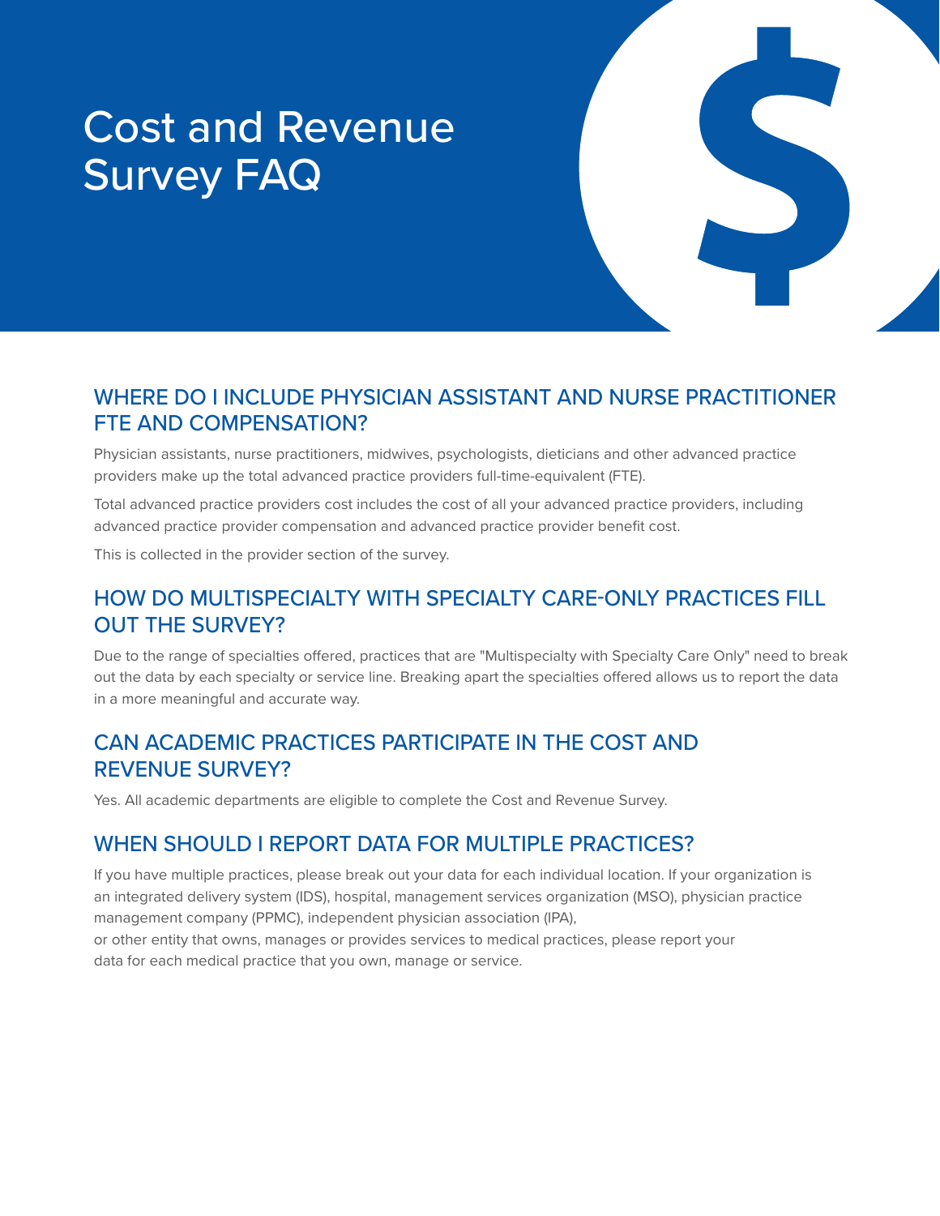# Cost and Revenue Survey FAQ

## WHERE DO I INCLUDE PHYSICIAN ASSISTANT AND NURSE PRACTITIONER FTE AND COMPENSATION?

Physician assistants, nurse practitioners, midwives, psychologists, dieticians and other advanced practice providers make up the total advanced practice providers full-time-equivalent (FTE).

Total advanced practice providers cost includes the cost of all your advanced practice providers, including advanced practice provider compensation and advanced practice provider benefit cost.

This is collected in the provider section of the survey.

## HOW DO MULTISPECIALTY WITH SPECIALTY CARE-ONLY PRACTICES FILL OUT THE SURVEY?

Due to the range of specialties offered, practices that are "Multispecialty with Specialty Care Only" need to break out the data by each specialty or service line. Breaking apart the specialties offered allows us to report the data in a more meaningful and accurate way.

## CAN ACADEMIC PRACTICES PARTICIPATE IN THE COST AND REVENUE SURVEY?

Yes. All academic departments are eligible to complete the Cost and Revenue Survey.

## WHEN SHOULD I REPORT DATA FOR MULTIPLE PRACTICES?

If you have multiple practices, please break out your data for each individual location. If your organization is an integrated delivery system (IDS), hospital, management services organization (MSO), physician practice management company (PPMC), independent physician association (IPA), or other entity that owns, manages or provides services to medical practices, please report your data for each medical practice that you own, manage or service.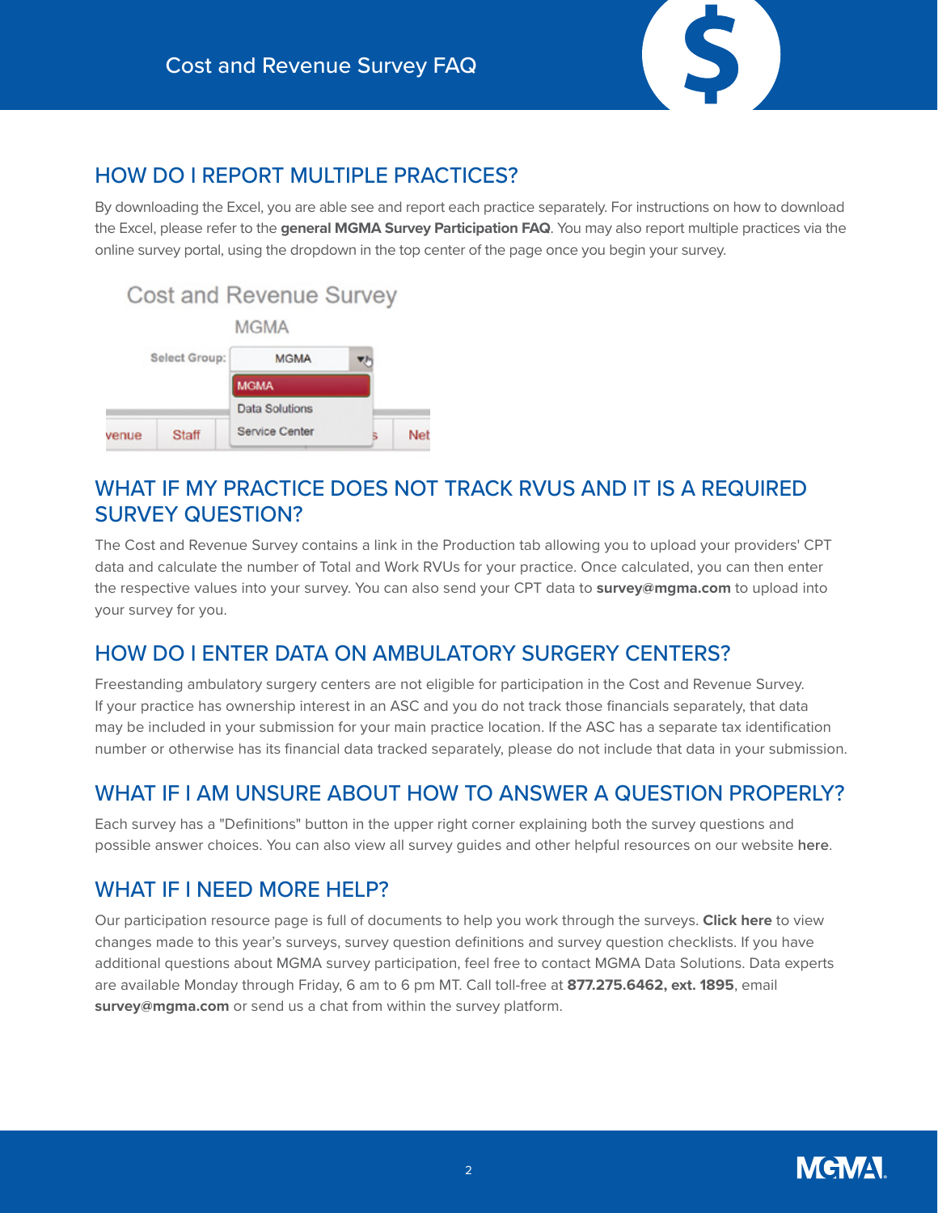## HOW DO I REPORT MULTIPLE PRACTICES?

By downloading the Excel, you are able see and report each practice separately. For instructions on how to download the Excel, please refer to the **general MGMA Survey Participation FAQ**. You may also report multiple practices via the online survey portal, using the dropdown in the top center of the page once you begin your survey.

Cost and Revenue Survey

MGMA

Select Group: MGMA

MGMA

Data Solutions

Service Center

venue Staff Net

## WHAT IF MY PRACTICE DOES NOT TRACK RVUS AND IT IS A REQUIRED SURVEY QUESTION?

The Cost and Revenue Survey contains a link in the Production tab allowing you to upload your providers' CPT data and calculate the number of Total and Work RVUs for your practice. Once calculated, you can then enter the respective values into your survey. You can also send your CPT data to **survey@mgma.com** to upload into your survey for you.

## HOW DO I ENTER DATA ON AMBULATORY SURGERY CENTERS?

Freestanding ambulatory surgery centers are not eligible for participation in the Cost and Revenue Survey. If your practice has ownership interest in an ASC and you do not track those financials separately, that data may be included in your submission for your main practice location. If the ASC has a separate tax identification number or otherwise has its financial data tracked separately, please do not include that data in your submission.

## WHAT IF I AM UNSURE ABOUT HOW TO ANSWER A QUESTION PROPERLY?

Each survey has a "Definitions" button in the upper right corner explaining both the survey questions and possible answer choices. You can also view all survey guides and other helpful resources on our website **here**.

## WHAT IF I NEED MORE HELP?

Our participation resource page is full of documents to help you work through the surveys. **Click here** to view changes made to this year's surveys, survey question definitions and survey question checklists. If you have additional questions about MGMA survey participation, feel free to contact MGMA Data Solutions. Data experts are available Monday through Friday, 6 am to 6 pm MT. Call toll-free at **877.275.6462, ext. 1895**, email **survey@mgma.com** or send us a chat from within the survey platform.